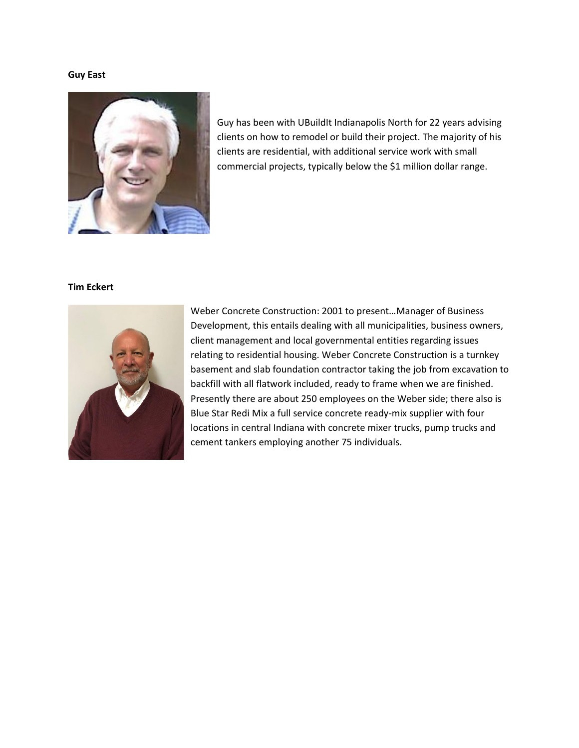**Guy East**

Guy has been with UBuildIt Indianapolis North for 22 years advising clients on how to remodel or build their project. The majority of his clients are residential, with additional service work with small commercial projects, typically below the $1 million dollar range.

**Tim Eckert**

Weber Concrete Construction: 2001 to present…Manager of Business Development, this entails dealing with all municipalities, business owners, client management and local governmental entities regarding issues relating to residential housing. Weber Concrete Construction is a turnkey basement and slab foundation contractor taking the job from excavation to backfill with all flatwork included, ready to frame when we are finished. Presently there are about 250 employees on the Weber side; there also is Blue Star Redi Mix a full service concrete ready-mix supplier with four locations in central Indiana with concrete mixer trucks, pump trucks and cement tankers employing another 75 individuals.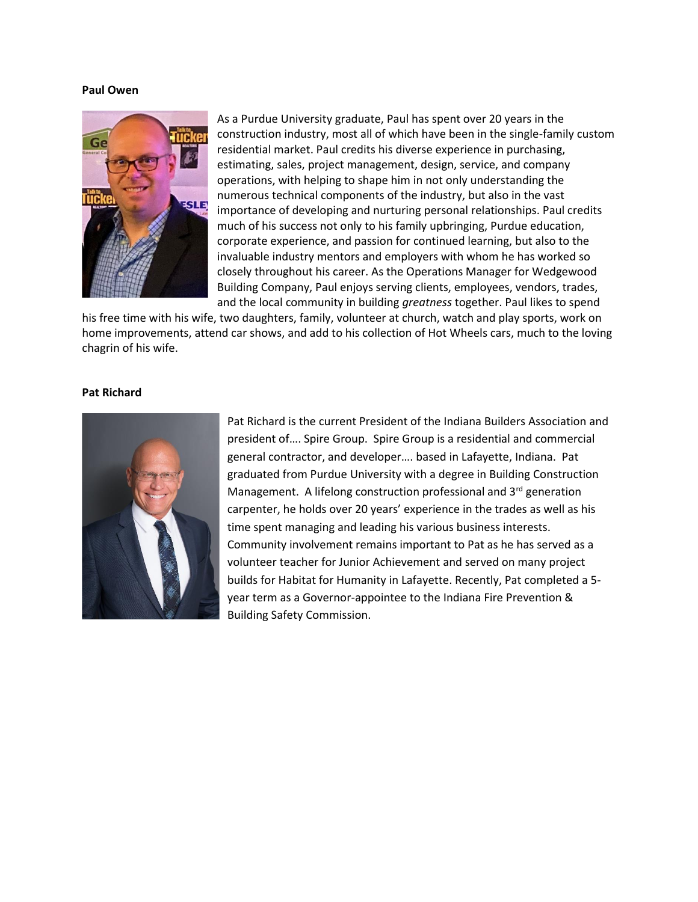**Paul Owen**

As a Purdue University graduate, Paul has spent over 20 years in the construction industry, most all of which have been in the single-family custom residential market. Paul credits his diverse experience in purchasing, estimating, sales, project management, design, service, and company operations, with helping to shape him in not only understanding the numerous technical components of the industry, but also in the vast importance of developing and nurturing personal relationships. Paul credits much of his success not only to his family upbringing, Purdue education, corporate experience, and passion for continued learning, but also to the invaluable industry mentors and employers with whom he has worked so closely throughout his career. As the Operations Manager for Wedgewood Building Company, Paul enjoys serving clients, employees, vendors, trades, and the local community in building *greatness* together. Paul likes to spend his free time with his wife, two daughters, family, volunteer at church, watch and play sports, work on home improvements, attend car shows, and add to his collection of Hot Wheels cars, much to the loving chagrin of his wife.

**Pat Richard**

Pat Richard is the current President of the Indiana Builders Association and president of…. Spire Group. Spire Group is a residential and commercial general contractor, and developer…. based in Lafayette, Indiana. Pat graduated from Purdue University with a degree in Building Construction Management. A lifelong construction professional and 3rd generation carpenter, he holds over 20 years' experience in the trades as well as his time spent managing and leading his various business interests. Community involvement remains important to Pat as he has served as a volunteer teacher for Junior Achievement and served on many project builds for Habitat for Humanity in Lafayette. Recently, Pat completed a 5-year term as a Governor-appointee to the Indiana Fire Prevention & Building Safety Commission.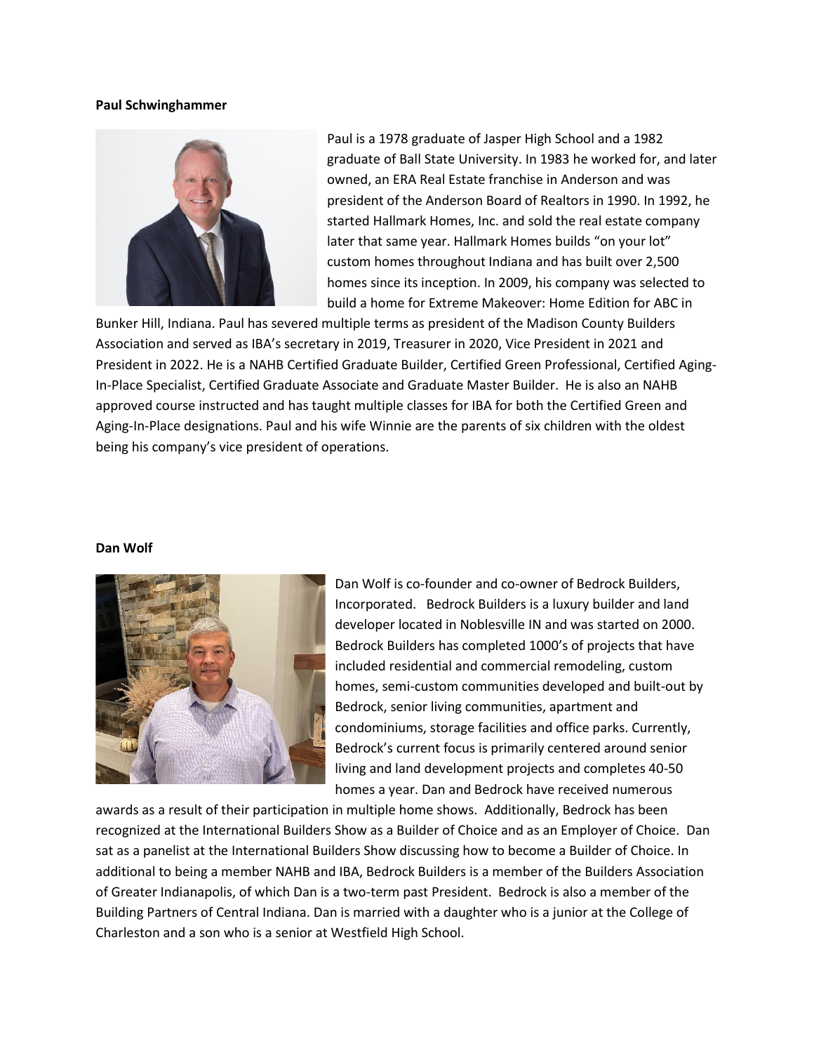**Paul Schwinghammer**

Paul is a 1978 graduate of Jasper High School and a 1982 graduate of Ball State University. In 1983 he worked for, and later owned, an ERA Real Estate franchise in Anderson and was president of the Anderson Board of Realtors in 1990. In 1992, he started Hallmark Homes, Inc. and sold the real estate company later that same year. Hallmark Homes builds "on your lot" custom homes throughout Indiana and has built over 2,500 homes since its inception. In 2009, his company was selected to build a home for Extreme Makeover: Home Edition for ABC in Bunker Hill, Indiana. Paul has severed multiple terms as president of the Madison County Builders Association and served as IBA's secretary in 2019, Treasurer in 2020, Vice President in 2021 and President in 2022. He is a NAHB Certified Graduate Builder, Certified Green Professional, Certified Aging-In-Place Specialist, Certified Graduate Associate and Graduate Master Builder. He is also an NAHB approved course instructed and has taught multiple classes for IBA for both the Certified Green and Aging-In-Place designations. Paul and his wife Winnie are the parents of six children with the oldest being his company's vice president of operations.

**Dan Wolf**

Dan Wolf is co-founder and co-owner of Bedrock Builders, Incorporated. Bedrock Builders is a luxury builder and land developer located in Noblesville IN and was started on 2000. Bedrock Builders has completed 1000's of projects that have included residential and commercial remodeling, custom homes, semi-custom communities developed and built-out by Bedrock, senior living communities, apartment and condominiums, storage facilities and office parks. Currently, Bedrock's current focus is primarily centered around senior living and land development projects and completes 40-50 homes a year. Dan and Bedrock have received numerous awards as a result of their participation in multiple home shows. Additionally, Bedrock has been recognized at the International Builders Show as a Builder of Choice and as an Employer of Choice. Dan sat as a panelist at the International Builders Show discussing how to become a Builder of Choice. In additional to being a member NAHB and IBA, Bedrock Builders is a member of the Builders Association of Greater Indianapolis, of which Dan is a two-term past President. Bedrock is also a member of the Building Partners of Central Indiana. Dan is married with a daughter who is a junior at the College of Charleston and a son who is a senior at Westfield High School.